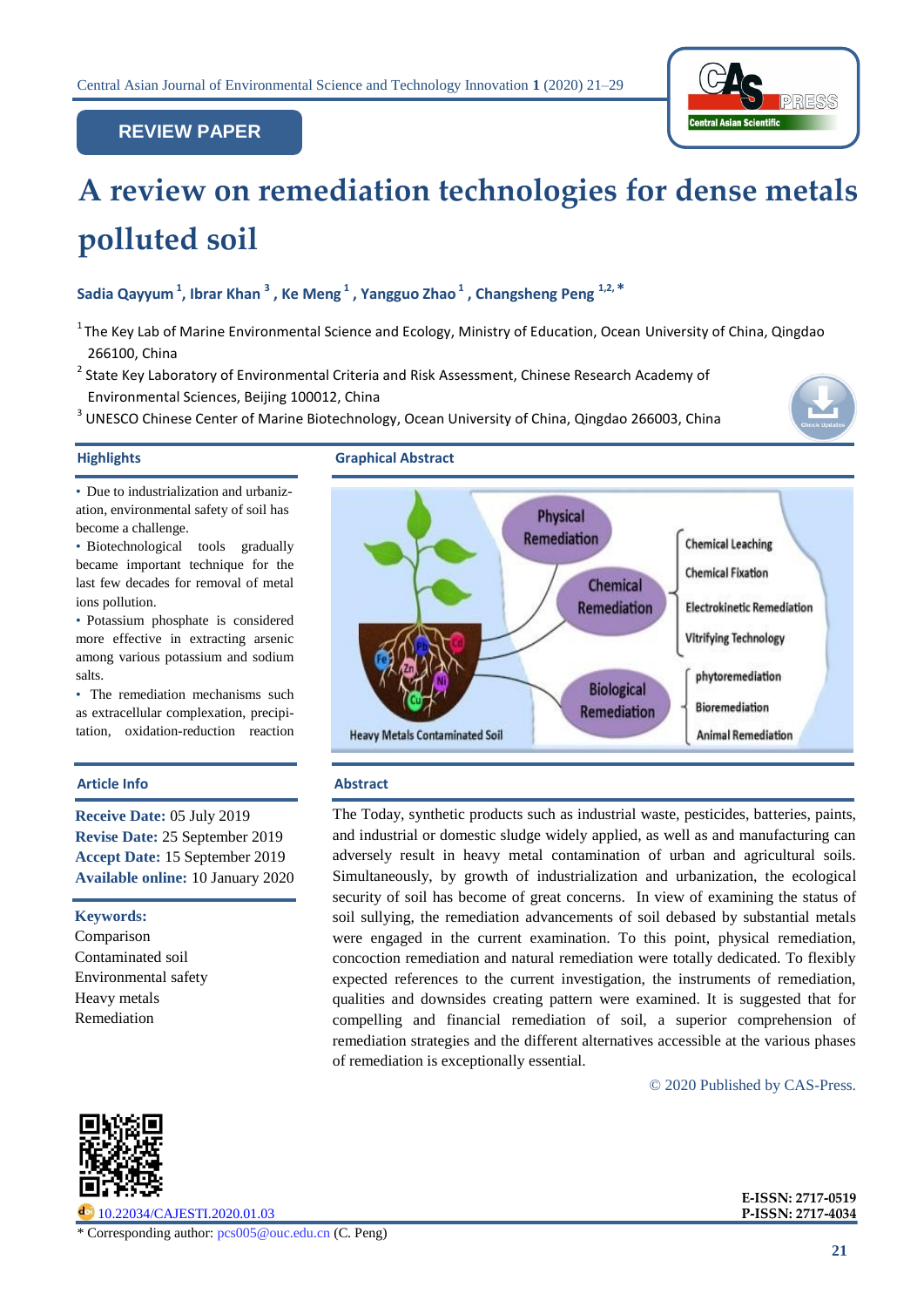REVIEW PAPER

# A review on remediation technologies for dense metals polluted soil

**Sadia Qayyum [1], Ibrar Khan [3], Ke Meng [1], Yangguo Zhao [1], Changsheng Peng [1,2,*]**

[1] The Key Lab of Marine Environmental Science and Ecology, Ministry of Education, Ocean University of China, Qingdao 266100, China

[2] State Key Laboratory of Environmental Criteria and Risk Assessment, Chinese Research Academy of Environmental Sciences, Beijing 100012, China

[3] UNESCO Chinese Center of Marine Biotechnology, Ocean University of China, Qingdao 266003, China

## Highlights

- Due to industrialization and urbanization, environmental safety of soil has become a challenge.
- Biotechnological tools gradually became important technique for the last few decades for removal of metal ions pollution.
- Potassium phosphate is considered more effective in extracting arsenic among various potassium and sodium salts.
- The remediation mechanisms such as extracellular complexation, precipitation, oxidation-reduction reaction

## Graphical Abstract

Heavy Metals Contaminated Soil

- Physical Remediation
- Chemical Remediation
  - Chemical Leaching
  - Chemical Fixation
  - Electrokinetic Remediation
  - Vitrifying Technology
- Biological Remediation
  - phytoremediation
  - Bioremediation
  - Animal Remediation

## Article Info

**Receive Date:** 05 July 2019
**Revise Date:** 25 September 2019
**Accept Date:** 15 September 2019
**Available online:** 10 January 2020

**Keywords:**
Comparison
Contaminated soil
Environmental safety
Heavy metals
Remediation

## Abstract

The Today, synthetic products such as industrial waste, pesticides, batteries, paints, and industrial or domestic sludge widely applied, as well as and manufacturing can adversely result in heavy metal contamination of urban and agricultural soils. Simultaneously, by growth of industrialization and urbanization, the ecological security of soil has become of great concerns. In view of examining the status of soil sullying, the remediation advancements of soil debased by substantial metals were engaged in the current examination. To this point, physical remediation, concoction remediation and natural remediation were totally dedicated. To flexibly expected references to the current investigation, the instruments of remediation, qualities and downsides creating pattern were examined. It is suggested that for compelling and financial remediation of soil, a superior comprehension of remediation strategies and the different alternatives accessible at the various phases of remediation is exceptionally essential.

© 2020 Published by CAS-Press.

10.22034/CAJESTI.2020.01.03

E-ISSN: 2717-0519
P-ISSN: 2717-4034

* Corresponding author: pcs005@ouc.edu.cn (C. Peng)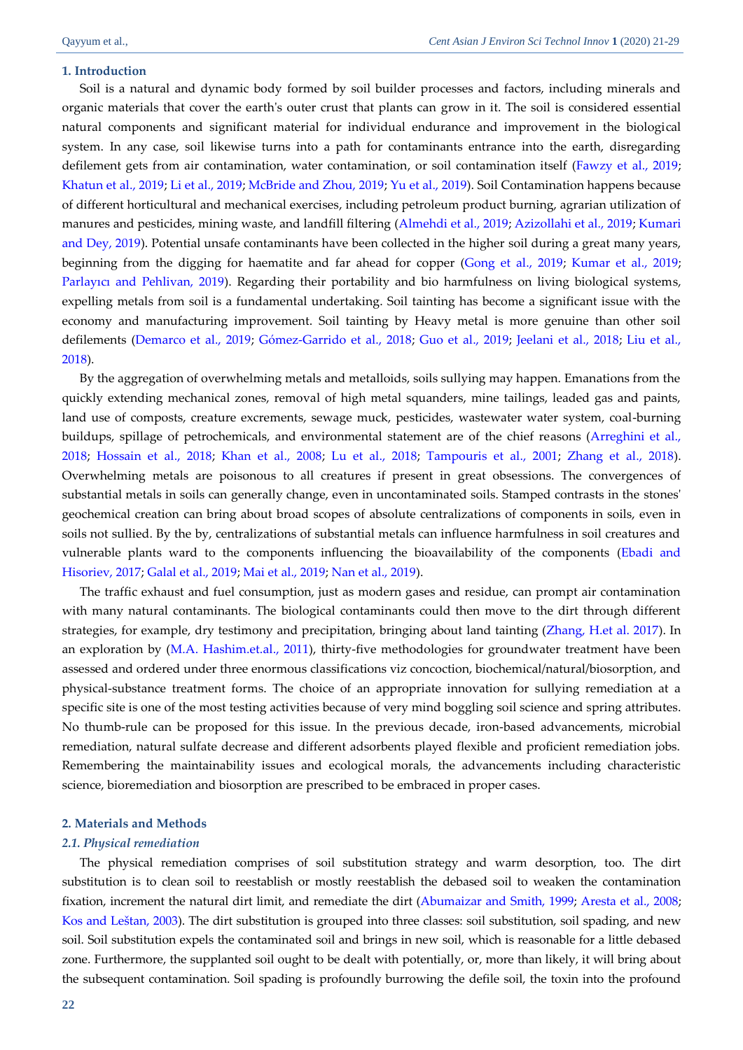## 1. Introduction

Soil is a natural and dynamic body formed by soil builder processes and factors, including minerals and organic materials that cover the earth's outer crust that plants can grow in it. The soil is considered essential natural components and significant material for individual endurance and improvement in the biological system. In any case, soil likewise turns into a path for contaminants entrance into the earth, disregarding defilement gets from air contamination, water contamination, or soil contamination itself (Fawzy et al., 2019; Khatun et al., 2019; Li et al., 2019; McBride and Zhou, 2019; Yu et al., 2019). Soil Contamination happens because of different horticultural and mechanical exercises, including petroleum product burning, agrarian utilization of manures and pesticides, mining waste, and landfill filtering (Almehdi et al., 2019; Azizollahi et al., 2019; Kumari and Dey, 2019). Potential unsafe contaminants have been collected in the higher soil during a great many years, beginning from the digging for haematite and far ahead for copper (Gong et al., 2019; Kumar et al., 2019; Parlayıcı and Pehlivan, 2019). Regarding their portability and bio harmfulness on living biological systems, expelling metals from soil is a fundamental undertaking. Soil tainting has become a significant issue with the economy and manufacturing improvement. Soil tainting by Heavy metal is more genuine than other soil defilements (Demarco et al., 2019; Gómez-Garrido et al., 2018; Guo et al., 2019; Jeelani et al., 2018; Liu et al., 2018).

By the aggregation of overwhelming metals and metalloids, soils sullying may happen. Emanations from the quickly extending mechanical zones, removal of high metal squanders, mine tailings, leaded gas and paints, land use of composts, creature excrements, sewage muck, pesticides, wastewater water system, coal-burning buildups, spillage of petrochemicals, and environmental statement are of the chief reasons (Arreghini et al., 2018; Hossain et al., 2018; Khan et al., 2008; Lu et al., 2018; Tampouris et al., 2001; Zhang et al., 2018). Overwhelming metals are poisonous to all creatures if present in great obsessions. The convergences of substantial metals in soils can generally change, even in uncontaminated soils. Stamped contrasts in the stones' geochemical creation can bring about broad scopes of absolute centralizations of components in soils, even in soils not sullied. By the by, centralizations of substantial metals can influence harmfulness in soil creatures and vulnerable plants ward to the components influencing the bioavailability of the components (Ebadi and Hisoriev, 2017; Galal et al., 2019; Mai et al., 2019; Nan et al., 2019).

The traffic exhaust and fuel consumption, just as modern gases and residue, can prompt air contamination with many natural contaminants. The biological contaminants could then move to the dirt through different strategies, for example, dry testimony and precipitation, bringing about land tainting (Zhang, H.et al. 2017). In an exploration by (M.A. Hashim.et.al., 2011), thirty-five methodologies for groundwater treatment have been assessed and ordered under three enormous classifications viz concoction, biochemical/natural/biosorption, and physical-substance treatment forms. The choice of an appropriate innovation for sullying remediation at a specific site is one of the most testing activities because of very mind boggling soil science and spring attributes. No thumb-rule can be proposed for this issue. In the previous decade, iron-based advancements, microbial remediation, natural sulfate decrease and different adsorbents played flexible and proficient remediation jobs. Remembering the maintainability issues and ecological morals, the advancements including characteristic science, bioremediation and biosorption are prescribed to be embraced in proper cases.

## 2. Materials and Methods

### *2.1. Physical remediation*

The physical remediation comprises of soil substitution strategy and warm desorption, too. The dirt substitution is to clean soil to reestablish or mostly reestablish the debased soil to weaken the contamination fixation, increment the natural dirt limit, and remediate the dirt (Abumaizar and Smith, 1999; Aresta et al., 2008; Kos and Leštan, 2003). The dirt substitution is grouped into three classes: soil substitution, soil spading, and new soil. Soil substitution expels the contaminated soil and brings in new soil, which is reasonable for a little debased zone. Furthermore, the supplanted soil ought to be dealt with potentially, or, more than likely, it will bring about the subsequent contamination. Soil spading is profoundly burrowing the defile soil, the toxin into the profound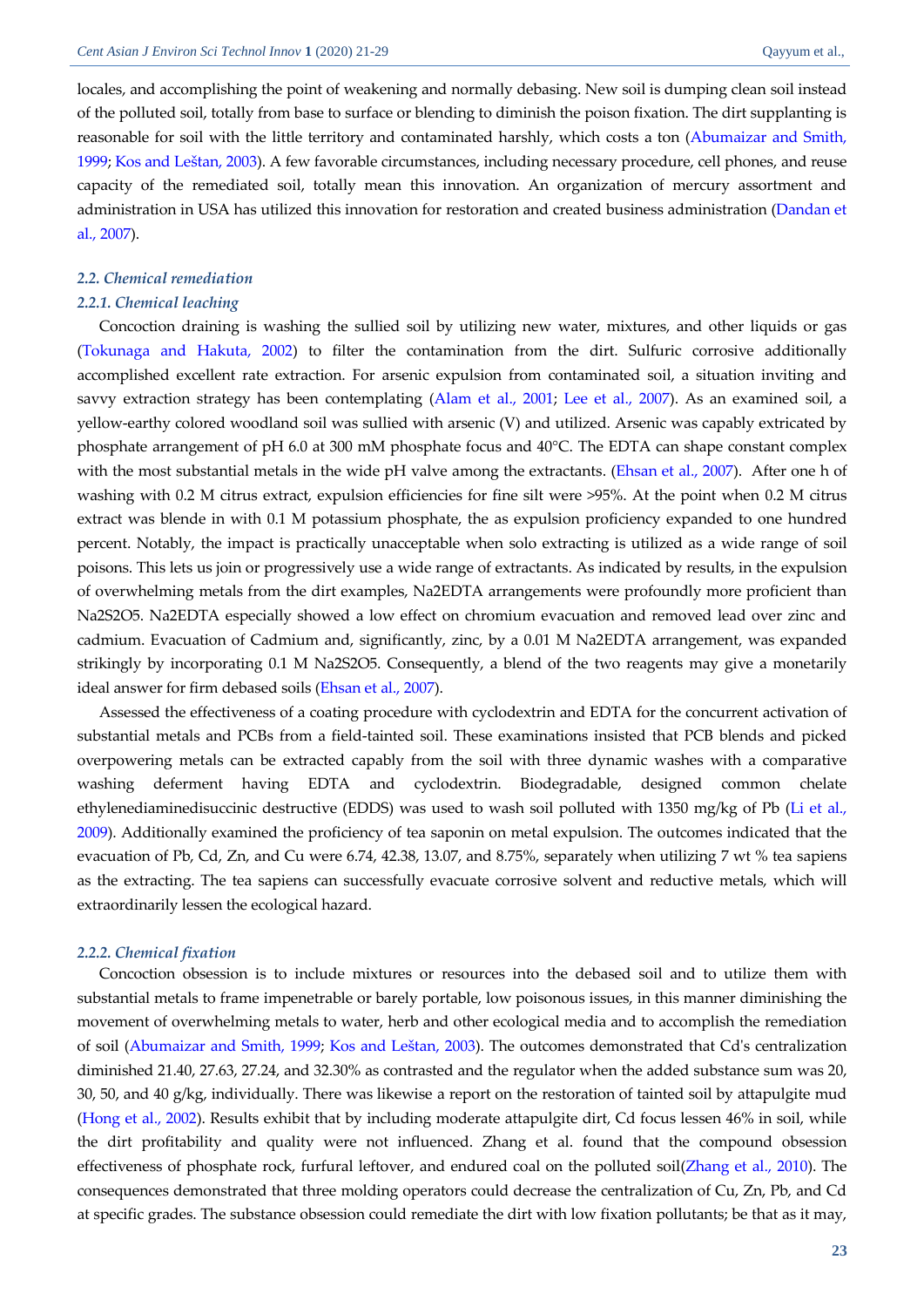locales, and accomplishing the point of weakening and normally debasing. New soil is dumping clean soil instead of the polluted soil, totally from base to surface or blending to diminish the poison fixation. The dirt supplanting is reasonable for soil with the little territory and contaminated harshly, which costs a ton (Abumaizar and Smith, 1999; Kos and Leštan, 2003). A few favorable circumstances, including necessary procedure, cell phones, and reuse capacity of the remediated soil, totally mean this innovation. An organization of mercury assortment and administration in USA has utilized this innovation for restoration and created business administration (Dandan et al., 2007).

### *2.2. Chemical remediation*

#### *2.2.1. Chemical leaching*

Concoction draining is washing the sullied soil by utilizing new water, mixtures, and other liquids or gas (Tokunaga and Hakuta, 2002) to filter the contamination from the dirt. Sulfuric corrosive additionally accomplished excellent rate extraction. For arsenic expulsion from contaminated soil, a situation inviting and savvy extraction strategy has been contemplating (Alam et al., 2001; Lee et al., 2007). As an examined soil, a yellow-earthy colored woodland soil was sullied with arsenic (V) and utilized. Arsenic was capably extricated by phosphate arrangement of pH 6.0 at 300 mM phosphate focus and 40°C. The EDTA can shape constant complex with the most substantial metals in the wide pH valve among the extractants. (Ehsan et al., 2007). After one h of washing with 0.2 M citrus extract, expulsion efficiencies for fine silt were >95%. At the point when 0.2 M citrus extract was blende in with 0.1 M potassium phosphate, the as expulsion proficiency expanded to one hundred percent. Notably, the impact is practically unacceptable when solo extracting is utilized as a wide range of soil poisons. This lets us join or progressively use a wide range of extractants. As indicated by results, in the expulsion of overwhelming metals from the dirt examples, $Na_2EDTA$ arrangements were profoundly more proficient than $Na_2S_2O_5$. $Na_2EDTA$ especially showed a low effect on chromium evacuation and removed lead over zinc and cadmium. Evacuation of Cadmium and, significantly, zinc, by a 0.01 M $Na_2EDTA$ arrangement, was expanded strikingly by incorporating 0.1 M $Na_2S_2O_5$. Consequently, a blend of the two reagents may give a monetarily ideal answer for firm debased soils (Ehsan et al., 2007).

Assessed the effectiveness of a coating procedure with cyclodextrin and EDTA for the concurrent activation of substantial metals and PCBs from a field-tainted soil. These examinations insisted that PCB blends and picked overpowering metals can be extracted capably from the soil with three dynamic washes with a comparative washing deferment having EDTA and cyclodextrin. Biodegradable, designed common chelate ethylenediaminedisuccinic destructive (EDDS) was used to wash soil polluted with 1350 mg/kg of Pb (Li et al., 2009). Additionally examined the proficiency of tea saponin on metal expulsion. The outcomes indicated that the evacuation of Pb, Cd, Zn, and Cu were 6.74, 42.38, 13.07, and 8.75%, separately when utilizing 7 wt % tea sapiens as the extracting. The tea sapiens can successfully evacuate corrosive solvent and reductive metals, which will extraordinarily lessen the ecological hazard.

#### *2.2.2. Chemical fixation*

Concoction obsession is to include mixtures or resources into the debased soil and to utilize them with substantial metals to frame impenetrable or barely portable, low poisonous issues, in this manner diminishing the movement of overwhelming metals to water, herb and other ecological media and to accomplish the remediation of soil (Abumaizar and Smith, 1999; Kos and Leštan, 2003). The outcomes demonstrated that Cd's centralization diminished 21.40, 27.63, 27.24, and 32.30% as contrasted and the regulator when the added substance sum was 20, 30, 50, and 40 g/kg, individually. There was likewise a report on the restoration of tainted soil by attapulgite mud (Hong et al., 2002). Results exhibit that by including moderate attapulgite dirt, Cd focus lessen 46% in soil, while the dirt profitability and quality were not influenced. Zhang et al. found that the compound obsession effectiveness of phosphate rock, furfural leftover, and endured coal on the polluted soil(Zhang et al., 2010). The consequences demonstrated that three molding operators could decrease the centralization of Cu, Zn, Pb, and Cd at specific grades. The substance obsession could remediate the dirt with low fixation pollutants; be that as it may,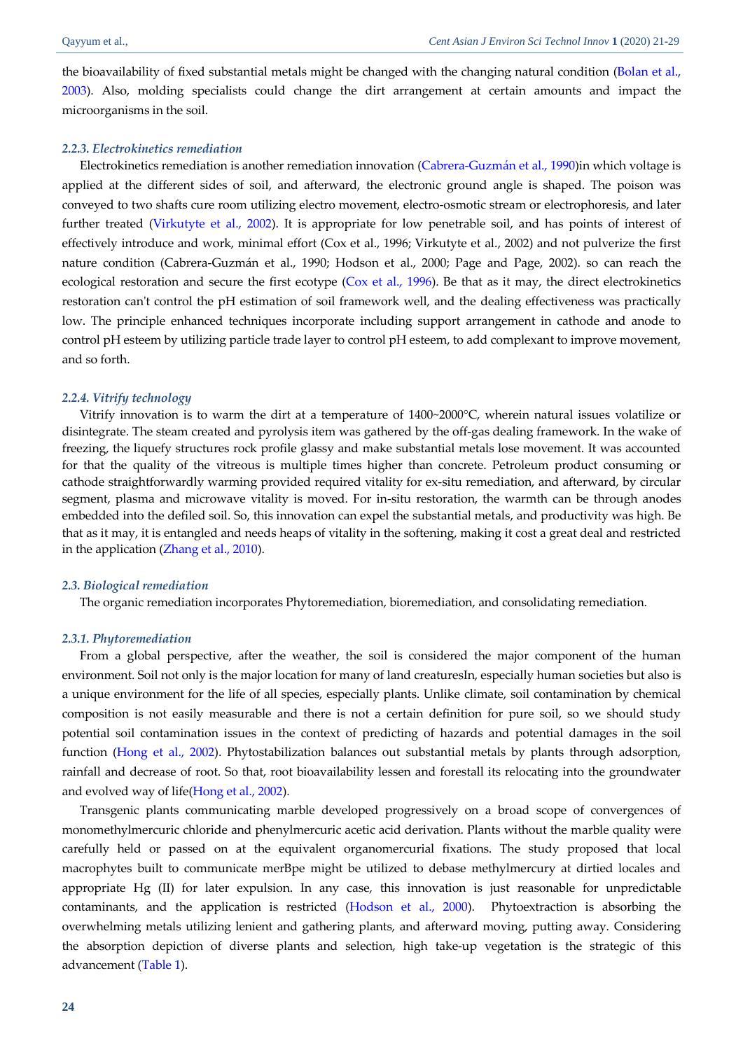the bioavailability of fixed substantial metals might be changed with the changing natural condition (Bolan et al., 2003). Also, molding specialists could change the dirt arrangement at certain amounts and impact the microorganisms in the soil.

#### *2.2.3. Electrokinetics remediation*

Electrokinetics remediation is another remediation innovation (Cabrera-Guzmán et al., 1990)in which voltage is applied at the different sides of soil, and afterward, the electronic ground angle is shaped. The poison was conveyed to two shafts cure room utilizing electro movement, electro-osmotic stream or electrophoresis, and later further treated (Virkutyte et al., 2002). It is appropriate for low penetrable soil, and has points of interest of effectively introduce and work, minimal effort (Cox et al., 1996; Virkutyte et al., 2002) and not pulverize the first nature condition (Cabrera-Guzmán et al., 1990; Hodson et al., 2000; Page and Page, 2002). so can reach the ecological restoration and secure the first ecotype (Cox et al., 1996). Be that as it may, the direct electrokinetics restoration can't control the pH estimation of soil framework well, and the dealing effectiveness was practically low. The principle enhanced techniques incorporate including support arrangement in cathode and anode to control pH esteem by utilizing particle trade layer to control pH esteem, to add complexant to improve movement, and so forth.

#### *2.2.4. Vitrify technology*

Vitrify innovation is to warm the dirt at a temperature of 1400~2000°C, wherein natural issues volatilize or disintegrate. The steam created and pyrolysis item was gathered by the off-gas dealing framework. In the wake of freezing, the liquefy structures rock profile glassy and make substantial metals lose movement. It was accounted for that the quality of the vitreous is multiple times higher than concrete. Petroleum product consuming or cathode straightforwardly warming provided required vitality for ex-situ remediation, and afterward, by circular segment, plasma and microwave vitality is moved. For in-situ restoration, the warmth can be through anodes embedded into the defiled soil. So, this innovation can expel the substantial metals, and productivity was high. Be that as it may, it is entangled and needs heaps of vitality in the softening, making it cost a great deal and restricted in the application (Zhang et al., 2010).

### *2.3. Biological remediation*

The organic remediation incorporates Phytoremediation, bioremediation, and consolidating remediation.

#### *2.3.1. Phytoremediation*

From a global perspective, after the weather, the soil is considered the major component of the human environment. Soil not only is the major location for many of land creaturesIn, especially human societies but also is a unique environment for the life of all species, especially plants. Unlike climate, soil contamination by chemical composition is not easily measurable and there is not a certain definition for pure soil, so we should study potential soil contamination issues in the context of predicting of hazards and potential damages in the soil function (Hong et al., 2002). Phytostabilization balances out substantial metals by plants through adsorption, rainfall and decrease of root. So that, root bioavailability lessen and forestall its relocating into the groundwater and evolved way of life(Hong et al., 2002).

Transgenic plants communicating marble developed progressively on a broad scope of convergences of monomethylmercuric chloride and phenylmercuric acetic acid derivation. Plants without the marble quality were carefully held or passed on at the equivalent organomercurial fixations. The study proposed that local macrophytes built to communicate merBpe might be utilized to debase methylmercury at dirtied locales and appropriate Hg (II) for later expulsion. In any case, this innovation is just reasonable for unpredictable contaminants, and the application is restricted (Hodson et al., 2000). Phytoextraction is absorbing the overwhelming metals utilizing lenient and gathering plants, and afterward moving, putting away. Considering the absorption depiction of diverse plants and selection, high take-up vegetation is the strategic of this advancement (Table 1).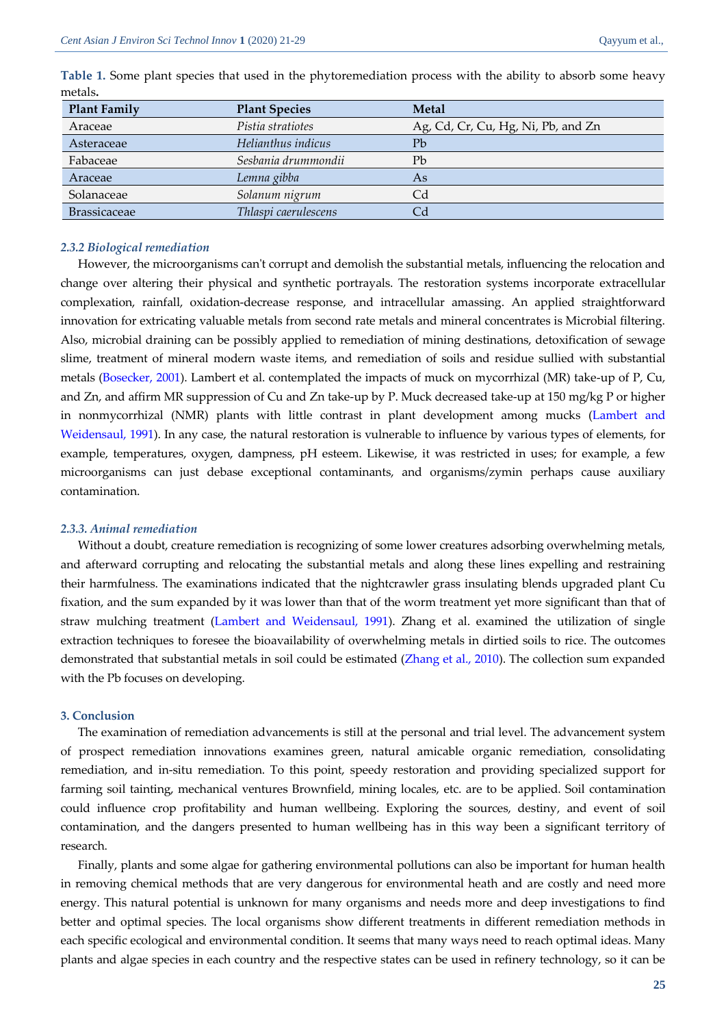**Table 1.** Some plant species that used in the phytoremediation process with the ability to absorb some heavy metals**.**

| Plant Family | Plant Species | Metal |
|---|---|---|
| Araceae | *Pistia stratiotes* | Ag, Cd, Cr, Cu, Hg, Ni, Pb, and Zn |
| Asteraceae | *Helianthus indicus* | Pb |
| Fabaceae | *Sesbania drummondii* | Pb |
| Araceae | *Lemna gibba* | As |
| Solanaceae | *Solanum nigrum* | Cd |
| Brassicaceae | *Thlaspi caerulescens* | Cd |

### *2.3.2 Biological remediation*

However, the microorganisms can't corrupt and demolish the substantial metals, influencing the relocation and change over altering their physical and synthetic portrayals. The restoration systems incorporate extracellular complexation, rainfall, oxidation-decrease response, and intracellular amassing. An applied straightforward innovation for extricating valuable metals from second rate metals and mineral concentrates is Microbial filtering. Also, microbial draining can be possibly applied to remediation of mining destinations, detoxification of sewage slime, treatment of mineral modern waste items, and remediation of soils and residue sullied with substantial metals (Bosecker, 2001). Lambert et al. contemplated the impacts of muck on mycorrhizal (MR) take-up of P, Cu, and Zn, and affirm MR suppression of Cu and Zn take-up by P. Muck decreased take-up at 150 mg/kg P or higher in nonmycorrhizal (NMR) plants with little contrast in plant development among mucks (Lambert and Weidensaul, 1991). In any case, the natural restoration is vulnerable to influence by various types of elements, for example, temperatures, oxygen, dampness, pH esteem. Likewise, it was restricted in uses; for example, a few microorganisms can just debase exceptional contaminants, and organisms/zymin perhaps cause auxiliary contamination.

### *2.3.3. Animal remediation*

Without a doubt, creature remediation is recognizing of some lower creatures adsorbing overwhelming metals, and afterward corrupting and relocating the substantial metals and along these lines expelling and restraining their harmfulness. The examinations indicated that the nightcrawler grass insulating blends upgraded plant Cu fixation, and the sum expanded by it was lower than that of the worm treatment yet more significant than that of straw mulching treatment (Lambert and Weidensaul, 1991). Zhang et al. examined the utilization of single extraction techniques to foresee the bioavailability of overwhelming metals in dirtied soils to rice. The outcomes demonstrated that substantial metals in soil could be estimated (Zhang et al., 2010). The collection sum expanded with the Pb focuses on developing.

## 3. Conclusion

The examination of remediation advancements is still at the personal and trial level. The advancement system of prospect remediation innovations examines green, natural amicable organic remediation, consolidating remediation, and in-situ remediation. To this point, speedy restoration and providing specialized support for farming soil tainting, mechanical ventures Brownfield, mining locales, etc. are to be applied. Soil contamination could influence crop profitability and human wellbeing. Exploring the sources, destiny, and event of soil contamination, and the dangers presented to human wellbeing has in this way been a significant territory of research.

Finally, plants and some algae for gathering environmental pollutions can also be important for human health in removing chemical methods that are very dangerous for environmental heath and are costly and need more energy. This natural potential is unknown for many organisms and needs more and deep investigations to find better and optimal species. The local organisms show different treatments in different remediation methods in each specific ecological and environmental condition. It seems that many ways need to reach optimal ideas. Many plants and algae species in each country and the respective states can be used in refinery technology, so it can be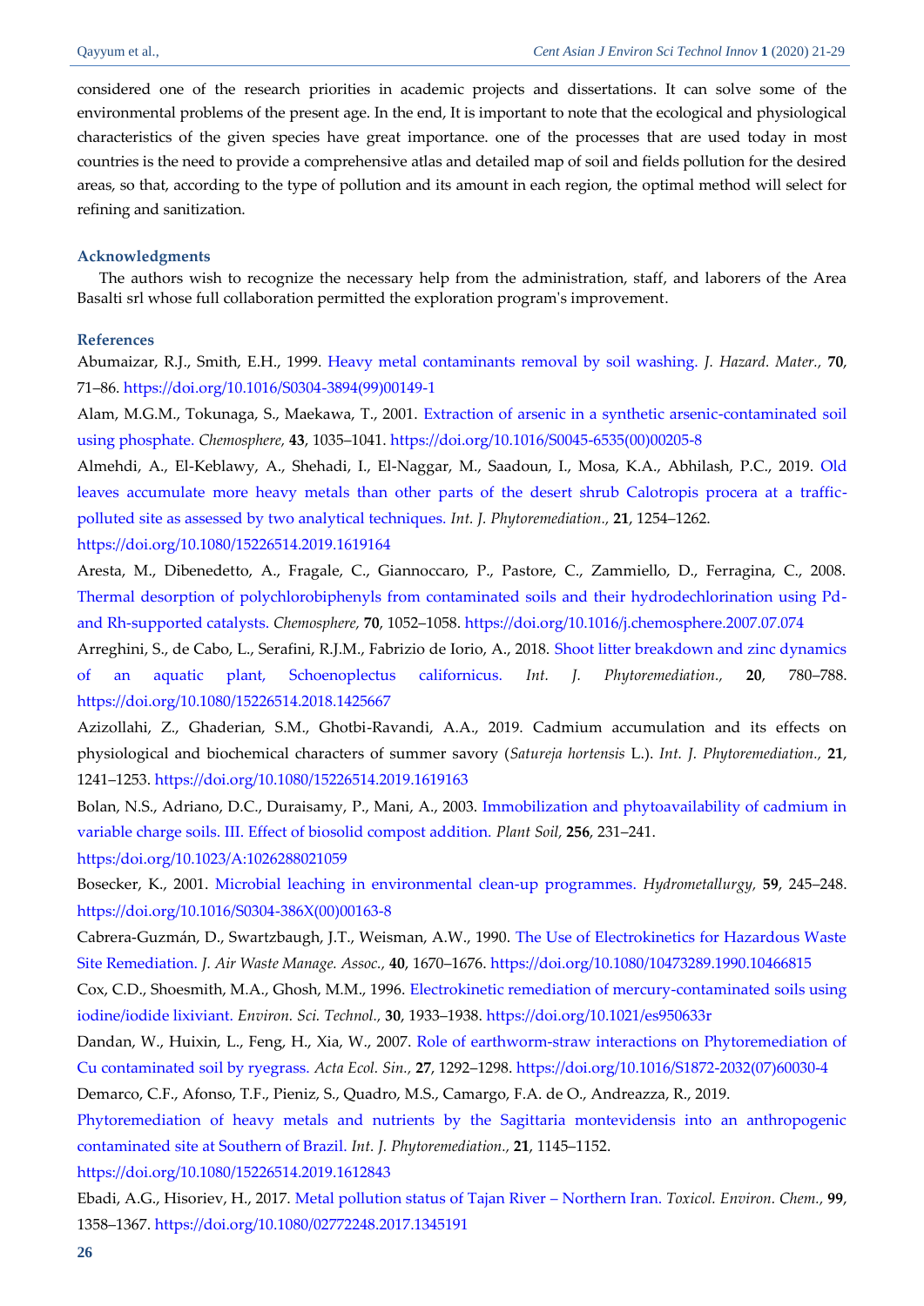considered one of the research priorities in academic projects and dissertations. It can solve some of the environmental problems of the present age. In the end, It is important to note that the ecological and physiological characteristics of the given species have great importance. one of the processes that are used today in most countries is the need to provide a comprehensive atlas and detailed map of soil and fields pollution for the desired areas, so that, according to the type of pollution and its amount in each region, the optimal method will select for refining and sanitization.

### Acknowledgments

The authors wish to recognize the necessary help from the administration, staff, and laborers of the Area Basalti srl whose full collaboration permitted the exploration program's improvement.

### References

Abumaizar, R.J., Smith, E.H., 1999. Heavy metal contaminants removal by soil washing. *J. Hazard. Mater.,* **70**, 71–86. https://doi.org/10.1016/S0304-3894(99)00149-1

Alam, M.G.M., Tokunaga, S., Maekawa, T., 2001. Extraction of arsenic in a synthetic arsenic-contaminated soil using phosphate. *Chemosphere,* **43**, 1035–1041. https://doi.org/10.1016/S0045-6535(00)00205-8

Almehdi, A., El-Keblawy, A., Shehadi, I., El-Naggar, M., Saadoun, I., Mosa, K.A., Abhilash, P.C., 2019. Old leaves accumulate more heavy metals than other parts of the desert shrub Calotropis procera at a traffic-polluted site as assessed by two analytical techniques. *Int. J. Phytoremediation.,* **21**, 1254–1262. https://doi.org/10.1080/15226514.2019.1619164

Aresta, M., Dibenedetto, A., Fragale, C., Giannoccaro, P., Pastore, C., Zammiello, D., Ferragina, C., 2008. Thermal desorption of polychlorobiphenyls from contaminated soils and their hydrodechlorination using Pd- and Rh-supported catalysts. *Chemosphere,* **70**, 1052–1058. https://doi.org/10.1016/j.chemosphere.2007.07.074

Arreghini, S., de Cabo, L., Serafini, R.J.M., Fabrizio de Iorio, A., 2018. Shoot litter breakdown and zinc dynamics of an aquatic plant, Schoenoplectus californicus. *Int. J. Phytoremediation.,* **20**, 780–788. https://doi.org/10.1080/15226514.2018.1425667

Azizollahi, Z., Ghaderian, S.M., Ghotbi-Ravandi, A.A., 2019. Cadmium accumulation and its effects on physiological and biochemical characters of summer savory (*Satureja hortensis* L.). *Int. J. Phytoremediation.,* **21**, 1241–1253. https://doi.org/10.1080/15226514.2019.1619163

Bolan, N.S., Adriano, D.C., Duraisamy, P., Mani, A., 2003. Immobilization and phytoavailability of cadmium in variable charge soils. III. Effect of biosolid compost addition. *Plant Soil,* **256**, 231–241. https://doi.org/10.1023/A:1026288021059

Bosecker, K., 2001. Microbial leaching in environmental clean-up programmes. *Hydrometallurgy,* **59**, 245–248. https://doi.org/10.1016/S0304-386X(00)00163-8

Cabrera-Guzmán, D., Swartzbaugh, J.T., Weisman, A.W., 1990. The Use of Electrokinetics for Hazardous Waste Site Remediation. *J. Air Waste Manage. Assoc.,* **40**, 1670–1676. https://doi.org/10.1080/10473289.1990.10466815

Cox, C.D., Shoesmith, M.A., Ghosh, M.M., 1996. Electrokinetic remediation of mercury-contaminated soils using iodine/iodide lixiviant. *Environ. Sci. Technol.,* **30**, 1933–1938. https://doi.org/10.1021/es950633r

Dandan, W., Huixin, L., Feng, H., Xia, W., 2007. Role of earthworm-straw interactions on Phytoremediation of Cu contaminated soil by ryegrass. *Acta Ecol. Sin.,* **27**, 1292–1298. https://doi.org/10.1016/S1872-2032(07)60030-4

Demarco, C.F., Afonso, T.F., Pieniz, S., Quadro, M.S., Camargo, F.A. de O., Andreazza, R., 2019. Phytoremediation of heavy metals and nutrients by the Sagittaria montevidensis into an anthropogenic contaminated site at Southern of Brazil. *Int. J. Phytoremediation.,* **21**, 1145–1152. https://doi.org/10.1080/15226514.2019.1612843

Ebadi, A.G., Hisoriev, H., 2017. Metal pollution status of Tajan River – Northern Iran. *Toxicol. Environ. Chem.,* **99**, 1358–1367. https://doi.org/10.1080/02772248.2017.1345191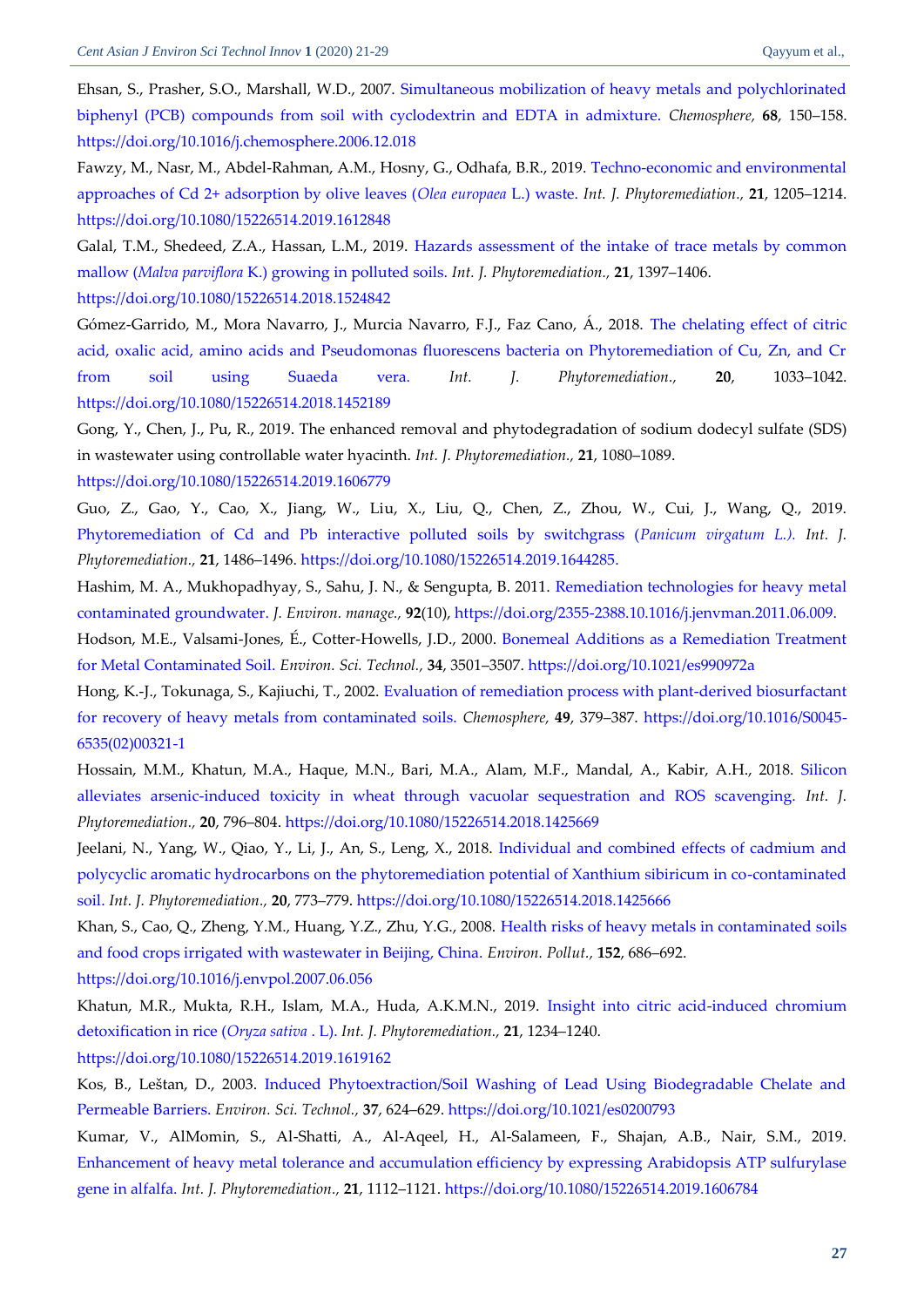Ehsan, S., Prasher, S.O., Marshall, W.D., 2007. Simultaneous mobilization of heavy metals and polychlorinated biphenyl (PCB) compounds from soil with cyclodextrin and EDTA in admixture. *Chemosphere,* **68**, 150–158. https://doi.org/10.1016/j.chemosphere.2006.12.018

Fawzy, M., Nasr, M., Abdel-Rahman, A.M., Hosny, G., Odhafa, B.R., 2019. Techno-economic and environmental approaches of Cd 2+ adsorption by olive leaves (*Olea europaea* L.) waste. *Int. J. Phytoremediation.,* **21**, 1205–1214. https://doi.org/10.1080/15226514.2019.1612848

Galal, T.M., Shedeed, Z.A., Hassan, L.M., 2019. Hazards assessment of the intake of trace metals by common mallow (*Malva parviflora* K.) growing in polluted soils. *Int. J. Phytoremediation.,* **21**, 1397–1406. https://doi.org/10.1080/15226514.2018.1524842

Gómez-Garrido, M., Mora Navarro, J., Murcia Navarro, F.J., Faz Cano, Á., 2018. The chelating effect of citric acid, oxalic acid, amino acids and Pseudomonas fluorescens bacteria on Phytoremediation of Cu, Zn, and Cr from soil using Suaeda vera. *Int. J. Phytoremediation.,* **20**, 1033–1042. https://doi.org/10.1080/15226514.2018.1452189

Gong, Y., Chen, J., Pu, R., 2019. The enhanced removal and phytodegradation of sodium dodecyl sulfate (SDS) in wastewater using controllable water hyacinth. *Int. J. Phytoremediation.,* **21**, 1080–1089. https://doi.org/10.1080/15226514.2019.1606779

Guo, Z., Gao, Y., Cao, X., Jiang, W., Liu, X., Liu, Q., Chen, Z., Zhou, W., Cui, J., Wang, Q., 2019. Phytoremediation of Cd and Pb interactive polluted soils by switchgrass (*Panicum virgatum L.). Int. J. Phytoremediation.,* **21**, 1486–1496. https://doi.org/10.1080/15226514.2019.1644285.

Hashim, M. A., Mukhopadhyay, S., Sahu, J. N., & Sengupta, B. 2011. Remediation technologies for heavy metal contaminated groundwater. *J. Environ. manage.,* **92**(10), https://doi.org/2355-2388.10.1016/j.jenvman.2011.06.009.

Hodson, M.E., Valsami-Jones, É., Cotter-Howells, J.D., 2000. Bonemeal Additions as a Remediation Treatment for Metal Contaminated Soil. *Environ. Sci. Technol.,* **34**, 3501–3507. https://doi.org/10.1021/es990972a

Hong, K.-J., Tokunaga, S., Kajiuchi, T., 2002. Evaluation of remediation process with plant-derived biosurfactant for recovery of heavy metals from contaminated soils. *Chemosphere,* **49**, 379–387. https://doi.org/10.1016/S0045-6535(02)00321-1

Hossain, M.M., Khatun, M.A., Haque, M.N., Bari, M.A., Alam, M.F., Mandal, A., Kabir, A.H., 2018. Silicon alleviates arsenic-induced toxicity in wheat through vacuolar sequestration and ROS scavenging. *Int. J. Phytoremediation.,* **20**, 796–804. https://doi.org/10.1080/15226514.2018.1425669

Jeelani, N., Yang, W., Qiao, Y., Li, J., An, S., Leng, X., 2018. Individual and combined effects of cadmium and polycyclic aromatic hydrocarbons on the phytoremediation potential of Xanthium sibiricum in co-contaminated soil. *Int. J. Phytoremediation.,* **20**, 773–779. https://doi.org/10.1080/15226514.2018.1425666

Khan, S., Cao, Q., Zheng, Y.M., Huang, Y.Z., Zhu, Y.G., 2008. Health risks of heavy metals in contaminated soils and food crops irrigated with wastewater in Beijing, China. *Environ. Pollut.,* **152**, 686–692. https://doi.org/10.1016/j.envpol.2007.06.056

Khatun, M.R., Mukta, R.H., Islam, M.A., Huda, A.K.M.N., 2019. Insight into citric acid-induced chromium detoxification in rice (*Oryza sativa* . L). *Int. J. Phytoremediation.,* **21**, 1234–1240. https://doi.org/10.1080/15226514.2019.1619162

Kos, B., Leštan, D., 2003. Induced Phytoextraction/Soil Washing of Lead Using Biodegradable Chelate and Permeable Barriers. *Environ. Sci. Technol.,* **37**, 624–629. https://doi.org/10.1021/es0200793

Kumar, V., AlMomin, S., Al-Shatti, A., Al-Aqeel, H., Al-Salameen, F., Shajan, A.B., Nair, S.M., 2019. Enhancement of heavy metal tolerance and accumulation efficiency by expressing Arabidopsis ATP sulfurylase gene in alfalfa. *Int. J. Phytoremediation.,* **21**, 1112–1121. https://doi.org/10.1080/15226514.2019.1606784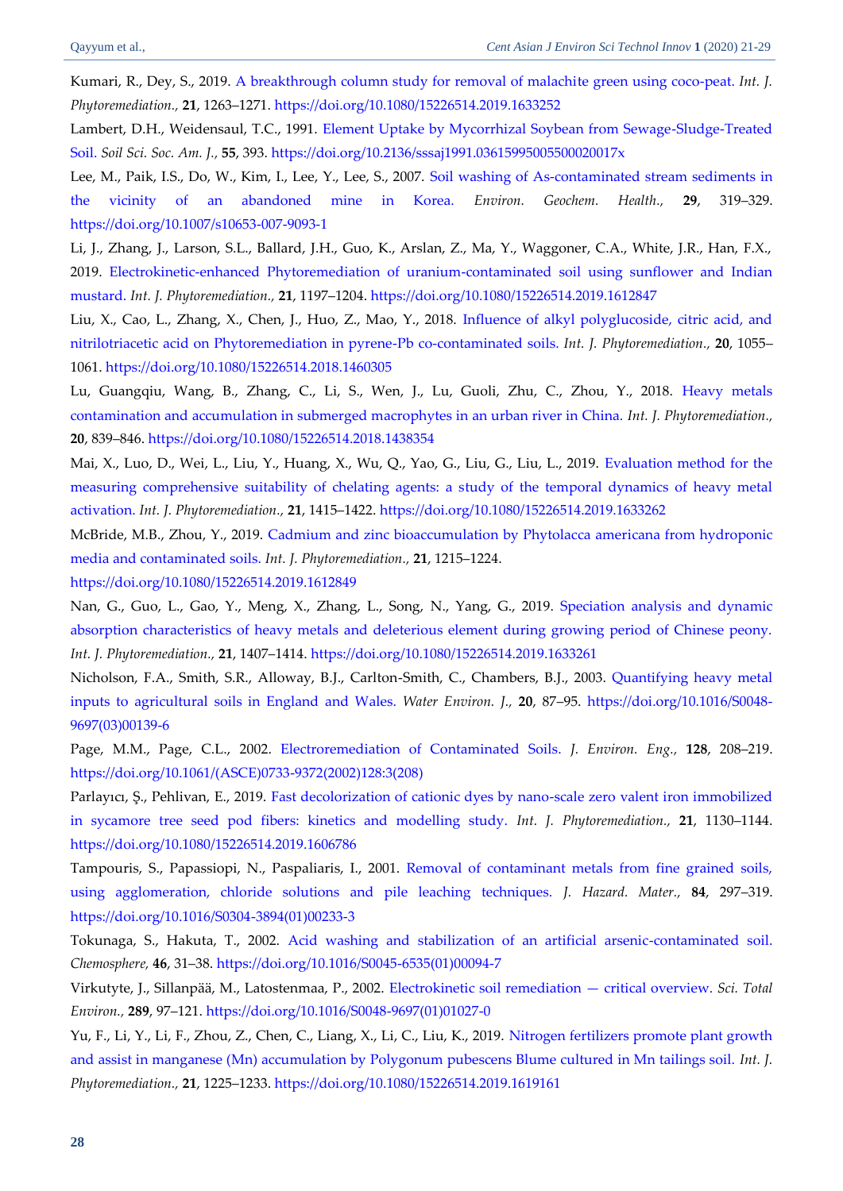Kumari, R., Dey, S., 2019. A breakthrough column study for removal of malachite green using coco-peat. *Int. J. Phytoremediation.*, **21**, 1263–1271. https://doi.org/10.1080/15226514.2019.1633252

Lambert, D.H., Weidensaul, T.C., 1991. Element Uptake by Mycorrhizal Soybean from Sewage-Sludge-Treated Soil. *Soil Sci. Soc. Am. J.*, **55**, 393. https://doi.org/10.2136/sssaj1991.03615995005500020017x

Lee, M., Paik, I.S., Do, W., Kim, I., Lee, Y., Lee, S., 2007. Soil washing of As-contaminated stream sediments in the vicinity of an abandoned mine in Korea. *Environ. Geochem. Health.*, **29**, 319–329. https://doi.org/10.1007/s10653-007-9093-1

Li, J., Zhang, J., Larson, S.L., Ballard, J.H., Guo, K., Arslan, Z., Ma, Y., Waggoner, C.A., White, J.R., Han, F.X., 2019. Electrokinetic-enhanced Phytoremediation of uranium-contaminated soil using sunflower and Indian mustard. *Int. J. Phytoremediation.*, **21**, 1197–1204. https://doi.org/10.1080/15226514.2019.1612847

Liu, X., Cao, L., Zhang, X., Chen, J., Huo, Z., Mao, Y., 2018. Influence of alkyl polyglucoside, citric acid, and nitrilotriacetic acid on Phytoremediation in pyrene-Pb co-contaminated soils. *Int. J. Phytoremediation.*, **20**, 1055–1061. https://doi.org/10.1080/15226514.2018.1460305

Lu, Guangqiu, Wang, B., Zhang, C., Li, S., Wen, J., Lu, Guoli, Zhu, C., Zhou, Y., 2018. Heavy metals contamination and accumulation in submerged macrophytes in an urban river in China. *Int. J. Phytoremediation.*, **20**, 839–846. https://doi.org/10.1080/15226514.2018.1438354

Mai, X., Luo, D., Wei, L., Liu, Y., Huang, X., Wu, Q., Yao, G., Liu, G., Liu, L., 2019. Evaluation method for the measuring comprehensive suitability of chelating agents: a study of the temporal dynamics of heavy metal activation. *Int. J. Phytoremediation.*, **21**, 1415–1422. https://doi.org/10.1080/15226514.2019.1633262

McBride, M.B., Zhou, Y., 2019. Cadmium and zinc bioaccumulation by Phytolacca americana from hydroponic media and contaminated soils. *Int. J. Phytoremediation.*, **21**, 1215–1224. https://doi.org/10.1080/15226514.2019.1612849

Nan, G., Guo, L., Gao, Y., Meng, X., Zhang, L., Song, N., Yang, G., 2019. Speciation analysis and dynamic absorption characteristics of heavy metals and deleterious element during growing period of Chinese peony. *Int. J. Phytoremediation.*, **21**, 1407–1414. https://doi.org/10.1080/15226514.2019.1633261

Nicholson, F.A., Smith, S.R., Alloway, B.J., Carlton-Smith, C., Chambers, B.J., 2003. Quantifying heavy metal inputs to agricultural soils in England and Wales. *Water Environ. J.*, **20**, 87–95. https://doi.org/10.1016/S0048-9697(03)00139-6

Page, M.M., Page, C.L., 2002. Electroremediation of Contaminated Soils. *J. Environ. Eng.*, **128**, 208–219. https://doi.org/10.1061/(ASCE)0733-9372(2002)128:3(208)

Parlayıcı, Ş., Pehlivan, E., 2019. Fast decolorization of cationic dyes by nano-scale zero valent iron immobilized in sycamore tree seed pod fibers: kinetics and modelling study. *Int. J. Phytoremediation.*, **21**, 1130–1144. https://doi.org/10.1080/15226514.2019.1606786

Tampouris, S., Papassiopi, N., Paspaliaris, I., 2001. Removal of contaminant metals from fine grained soils, using agglomeration, chloride solutions and pile leaching techniques. *J. Hazard. Mater.*, **84**, 297–319. https://doi.org/10.1016/S0304-3894(01)00233-3

Tokunaga, S., Hakuta, T., 2002. Acid washing and stabilization of an artificial arsenic-contaminated soil. *Chemosphere*, **46**, 31–38. https://doi.org/10.1016/S0045-6535(01)00094-7

Virkutyte, J., Sillanpää, M., Latostenmaa, P., 2002. Electrokinetic soil remediation — critical overview. *Sci. Total Environ.*, **289**, 97–121. https://doi.org/10.1016/S0048-9697(01)01027-0

Yu, F., Li, Y., Li, F., Zhou, Z., Chen, C., Liang, X., Li, C., Liu, K., 2019. Nitrogen fertilizers promote plant growth and assist in manganese (Mn) accumulation by Polygonum pubescens Blume cultured in Mn tailings soil. *Int. J. Phytoremediation.*, **21**, 1225–1233. https://doi.org/10.1080/15226514.2019.1619161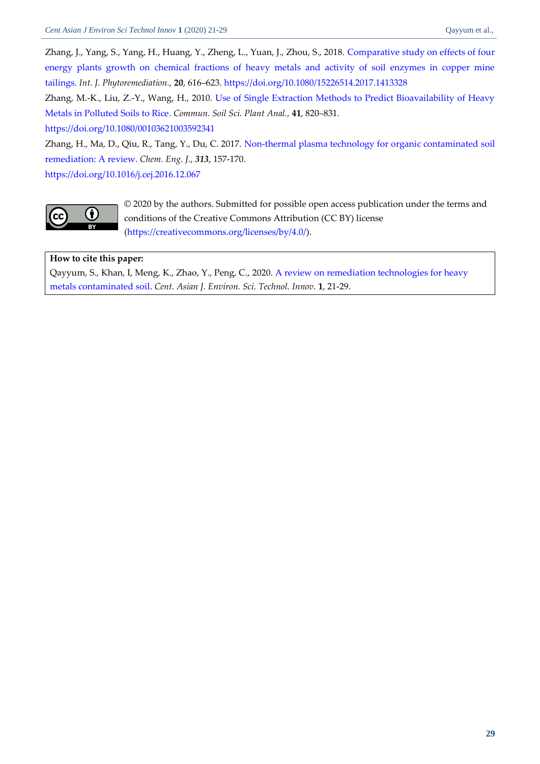Zhang, J., Yang, S., Yang, H., Huang, Y., Zheng, L., Yuan, J., Zhou, S., 2018. Comparative study on effects of four energy plants growth on chemical fractions of heavy metals and activity of soil enzymes in copper mine tailings. *Int. J. Phytoremediation.*, **20**, 616–623. https://doi.org/10.1080/15226514.2017.1413328

Zhang, M.-K., Liu, Z.-Y., Wang, H., 2010. Use of Single Extraction Methods to Predict Bioavailability of Heavy Metals in Polluted Soils to Rice. *Commun. Soil Sci. Plant Anal.*, **41**, 820–831. https://doi.org/10.1080/00103621003592341

Zhang, H., Ma, D., Qiu, R., Tang, Y., Du, C. 2017. Non-thermal plasma technology for organic contaminated soil remediation: A review. *Chem. Eng. J.*, ***313***, 157-170. https://doi.org/10.1016/j.cej.2016.12.067

© 2020 by the authors. Submitted for possible open access publication under the terms and conditions of the Creative Commons Attribution (CC BY) license (https://creativecommons.org/licenses/by/4.0/).

**How to cite this paper:**
Qayyum, S., Khan, I, Meng, K., Zhao, Y., Peng, C., 2020. A review on remediation technologies for heavy metals contaminated soil. *Cent. Asian J. Environ. Sci. Technol. Innov.* **1**, 21-29.